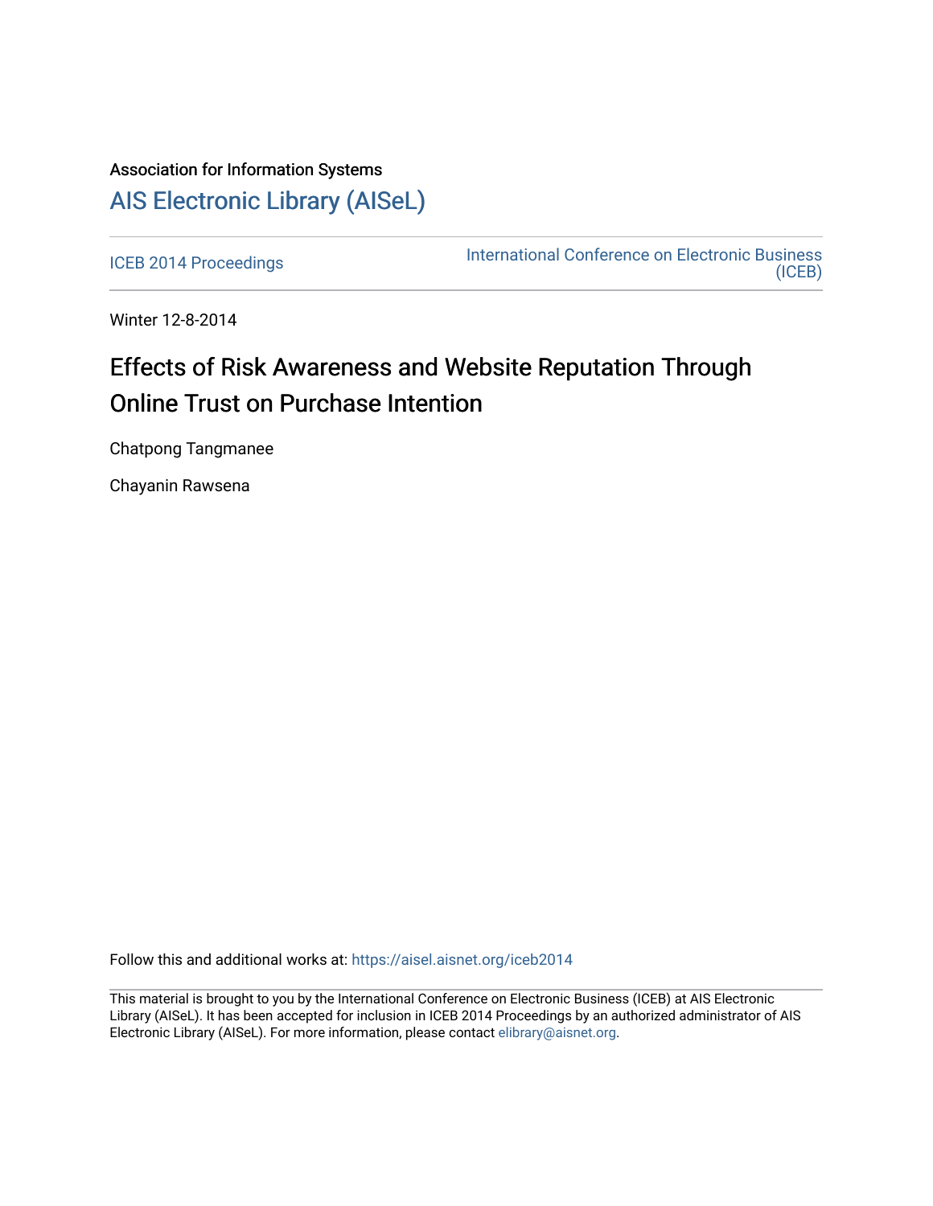Association for Information Systems

# AIS Electronic Library (AISeL)

ICEB 2014 Proceedings

International Conference on Electronic Business (ICEB)

Winter 12-8-2014

# Effects of Risk Awareness and Website Reputation Through Online Trust on Purchase Intention

Chatpong Tangmanee

Chayanin Rawsena

Follow this and additional works at: https://aisel.aisnet.org/iceb2014

This material is brought to you by the International Conference on Electronic Business (ICEB) at AIS Electronic Library (AISeL). It has been accepted for inclusion in ICEB 2014 Proceedings by an authorized administrator of AIS Electronic Library (AISeL). For more information, please contact elibrary@aisnet.org.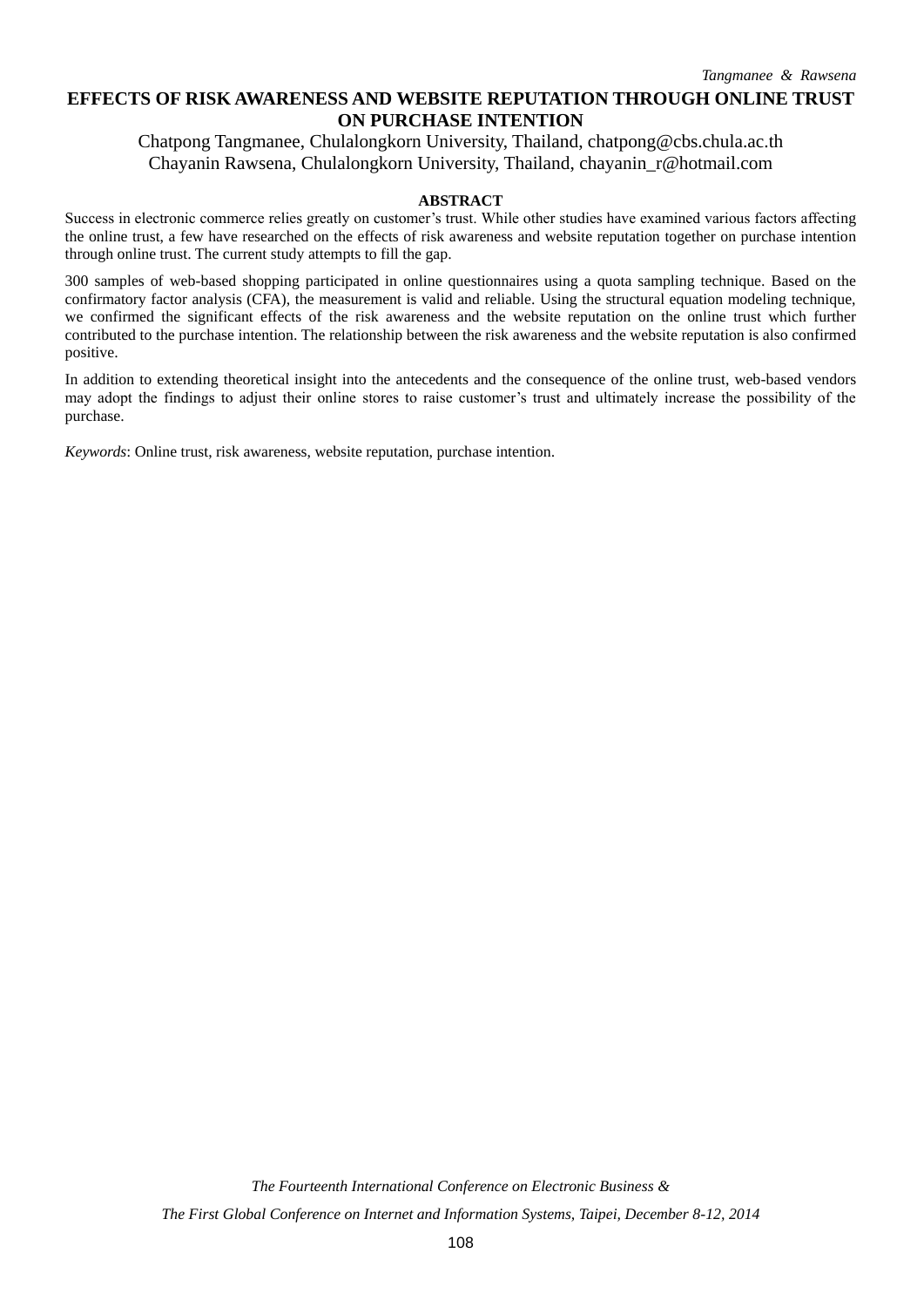# EFFECTS OF RISK AWARENESS AND WEBSITE REPUTATION THROUGH ONLINE TRUST ON PURCHASE INTENTION

Chatpong Tangmanee, Chulalongkorn University, Thailand, chatpong@cbs.chula.ac.th
Chayanin Rawsena, Chulalongkorn University, Thailand, chayanin_r@hotmail.com

## ABSTRACT

Success in electronic commerce relies greatly on customer's trust. While other studies have examined various factors affecting the online trust, a few have researched on the effects of risk awareness and website reputation together on purchase intention through online trust. The current study attempts to fill the gap.

300 samples of web-based shopping participated in online questionnaires using a quota sampling technique. Based on the confirmatory factor analysis (CFA), the measurement is valid and reliable. Using the structural equation modeling technique, we confirmed the significant effects of the risk awareness and the website reputation on the online trust which further contributed to the purchase intention. The relationship between the risk awareness and the website reputation is also confirmed positive.

In addition to extending theoretical insight into the antecedents and the consequence of the online trust, web-based vendors may adopt the findings to adjust their online stores to raise customer's trust and ultimately increase the possibility of the purchase.

*Keywords*: Online trust, risk awareness, website reputation, purchase intention.